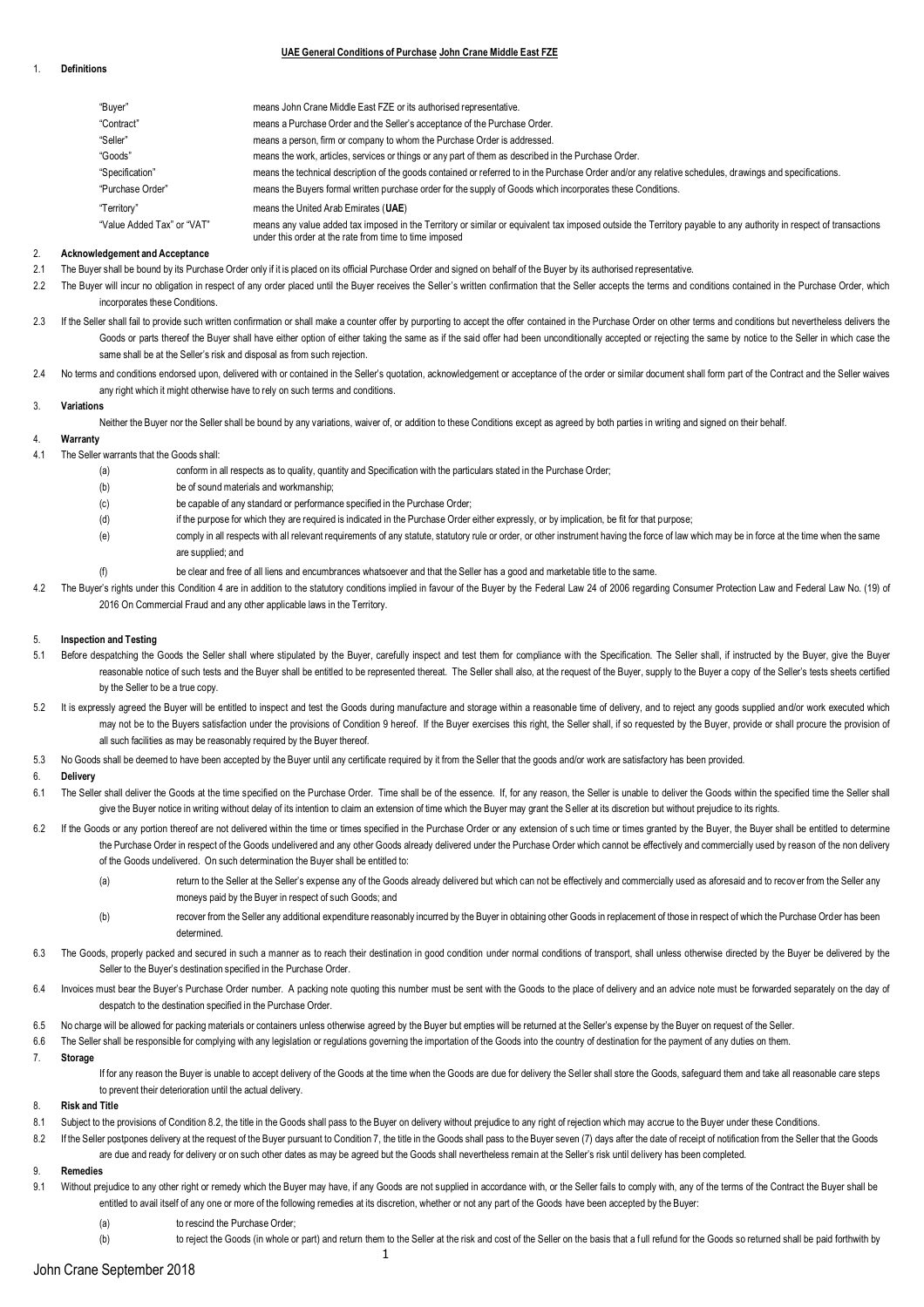**UAE General Conditions of Purchase John Crane Middle East FZE**

1. **Definitions**

| | |
|---|---|
| "Buyer" | means John Crane Middle East FZE or its authorised representative. |
| "Contract" | means a Purchase Order and the Seller's acceptance of the Purchase Order. |
| "Seller" | means a person, firm or company to whom the Purchase Order is addressed. |
| "Goods" | means the work, articles, services or things or any part of them as described in the Purchase Order. |
| "Specification" | means the technical description of the goods contained or referred to in the Purchase Order and/or any relative schedules, drawings and specifications. |
| "Purchase Order" | means the Buyers formal written purchase order for the supply of Goods which incorporates these Conditions. |
| "Territory" | means the United Arab Emirates (**UAE**) |
| "Value Added Tax" or "VAT" | means any value added tax imposed in the Territory or similar or equivalent tax imposed outside the Territory payable to any authority in respect of transactions under this order at the rate from time to time imposed |

2. **Acknowledgement and Acceptance**

2.1 The Buyer shall be bound by its Purchase Order only if it is placed on its official Purchase Order and signed on behalf of the Buyer by its authorised representative.

2.2 The Buyer will incur no obligation in respect of any order placed until the Buyer receives the Seller's written confirmation that the Seller accepts the terms and conditions contained in the Purchase Order, which incorporates these Conditions.

2.3 If the Seller shall fail to provide such written confirmation or shall make a counter offer by purporting to accept the offer contained in the Purchase Order on other terms and conditions but nevertheless delivers the Goods or parts thereof the Buyer shall have either option of either taking the same as if the said offer had been unconditionally accepted or rejecting the same by notice to the Seller in which case the same shall be at the Seller's risk and disposal as from such rejection.

2.4 No terms and conditions endorsed upon, delivered with or contained in the Seller's quotation, acknowledgement or acceptance of the order or similar document shall form part of the Contract and the Seller waives any right which it might otherwise have to rely on such terms and conditions.

3. **Variations**

Neither the Buyer nor the Seller shall be bound by any variations, waiver of, or addition to these Conditions except as agreed by both parties in writing and signed on their behalf.

4. **Warranty**

4.1 The Seller warrants that the Goods shall:

(a) conform in all respects as to quality, quantity and Specification with the particulars stated in the Purchase Order;

(b) be of sound materials and workmanship;

(c) be capable of any standard or performance specified in the Purchase Order;

(d) if the purpose for which they are required is indicated in the Purchase Order either expressly, or by implication, be fit for that purpose;

(e) comply in all respects with all relevant requirements of any statute, statutory rule or order, or other instrument having the force of law which may be in force at the time when the same are supplied; and

(f) be clear and free of all liens and encumbrances whatsoever and that the Seller has a good and marketable title to the same.

4.2 The Buyer's rights under this Condition 4 are in addition to the statutory conditions implied in favour of the Buyer by the Federal Law 24 of 2006 regarding Consumer Protection Law and Federal Law No. (19) of 2016 On Commercial Fraud and any other applicable laws in the Territory.

5. **Inspection and Testing**

5.1 Before despatching the Goods the Seller shall where stipulated by the Buyer, carefully inspect and test them for compliance with the Specification. The Seller shall, if instructed by the Buyer, give the Buyer reasonable notice of such tests and the Buyer shall be entitled to be represented thereat. The Seller shall also, at the request of the Buyer, supply to the Buyer a copy of the Seller's tests sheets certified by the Seller to be a true copy.

5.2 It is expressly agreed the Buyer will be entitled to inspect and test the Goods during manufacture and storage within a reasonable time of delivery, and to reject any goods supplied and/or work executed which may not be to the Buyers satisfaction under the provisions of Condition 9 hereof. If the Buyer exercises this right, the Seller shall, if so requested by the Buyer, provide or shall procure the provision of all such facilities as may be reasonably required by the Buyer thereof.

5.3 No Goods shall be deemed to have been accepted by the Buyer until any certificate required by it from the Seller that the goods and/or work are satisfactory has been provided.

6. **Delivery**

6.1 The Seller shall deliver the Goods at the time specified on the Purchase Order. Time shall be of the essence. If, for any reason, the Seller is unable to deliver the Goods within the specified time the Seller shall give the Buyer notice in writing without delay of its intention to claim an extension of time which the Buyer may grant the Seller at its discretion but without prejudice to its rights.

6.2 If the Goods or any portion thereof are not delivered within the time or times specified in the Purchase Order or any extension of such time or times granted by the Buyer, the Buyer shall be entitled to determine the Purchase Order in respect of the Goods undelivered and any other Goods already delivered under the Purchase Order which cannot be effectively and commercially used by reason of the non delivery of the Goods undelivered. On such determination the Buyer shall be entitled to:

(a) return to the Seller at the Seller's expense any of the Goods already delivered but which can not be effectively and commercially used as aforesaid and to recover from the Seller any moneys paid by the Buyer in respect of such Goods; and

(b) recover from the Seller any additional expenditure reasonably incurred by the Buyer in obtaining other Goods in replacement of those in respect of which the Purchase Order has been determined.

6.3 The Goods, properly packed and secured in such a manner as to reach their destination in good condition under normal conditions of transport, shall unless otherwise directed by the Buyer be delivered by the Seller to the Buyer's destination specified in the Purchase Order.

6.4 Invoices must bear the Buyer's Purchase Order number. A packing note quoting this number must be sent with the Goods to the place of delivery and an advice note must be forwarded separately on the day of despatch to the destination specified in the Purchase Order.

6.5 No charge will be allowed for packing materials or containers unless otherwise agreed by the Buyer but empties will be returned at the Seller's expense by the Buyer on request of the Seller.

6.6 The Seller shall be responsible for complying with any legislation or regulations governing the importation of the Goods into the country of destination for the payment of any duties on them.

7. **Storage**

If for any reason the Buyer is unable to accept delivery of the Goods at the time when the Goods are due for delivery the Seller shall store the Goods, safeguard them and take all reasonable care steps to prevent their deterioration until the actual delivery.

8. **Risk and Title**

8.1 Subject to the provisions of Condition 8.2, the title in the Goods shall pass to the Buyer on delivery without prejudice to any right of rejection which may accrue to the Buyer under these Conditions.

8.2 If the Seller postpones delivery at the request of the Buyer pursuant to Condition 7, the title in the Goods shall pass to the Buyer seven (7) days after the date of receipt of notification from the Seller that the Goods are due and ready for delivery or on such other dates as may be agreed but the Goods shall nevertheless remain at the Seller's risk until delivery has been completed.

9. **Remedies**

9.1 Without prejudice to any other right or remedy which the Buyer may have, if any Goods are not supplied in accordance with, or the Seller fails to comply with, any of the terms of the Contract the Buyer shall be entitled to avail itself of any one or more of the following remedies at its discretion, whether or not any part of the Goods have been accepted by the Buyer:

(a) to rescind the Purchase Order;

(b) to reject the Goods (in whole or part) and return them to the Seller at the risk and cost of the Seller on the basis that a full refund for the Goods so returned shall be paid forthwith by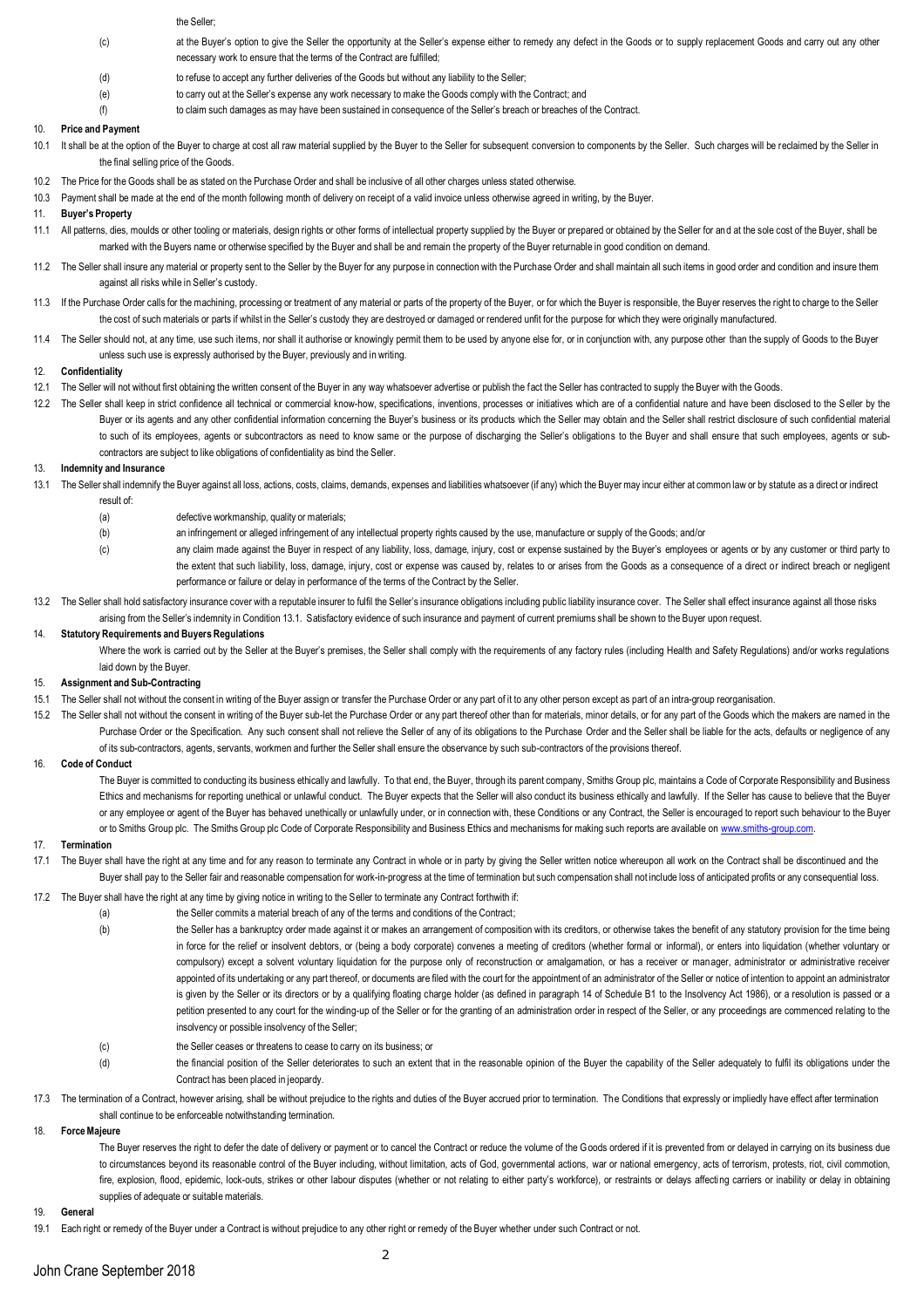the Seller;

(c) at the Buyer's option to give the Seller the opportunity at the Seller's expense either to remedy any defect in the Goods or to supply replacement Goods and carry out any other necessary work to ensure that the terms of the Contract are fulfilled;

(d) to refuse to accept any further deliveries of the Goods but without any liability to the Seller;

(e) to carry out at the Seller's expense any work necessary to make the Goods comply with the Contract; and

(f) to claim such damages as may have been sustained in consequence of the Seller's breach or breaches of the Contract.

**10. Price and Payment**

10.1 It shall be at the option of the Buyer to charge at cost all raw material supplied by the Buyer to the Seller for subsequent conversion to components by the Seller. Such charges will be reclaimed by the Seller in the final selling price of the Goods.

10.2 The Price for the Goods shall be as stated on the Purchase Order and shall be inclusive of all other charges unless stated otherwise.

10.3 Payment shall be made at the end of the month following month of delivery on receipt of a valid invoice unless otherwise agreed in writing, by the Buyer.

**11. Buyer's Property**

11.1 All patterns, dies, moulds or other tooling or materials, design rights or other forms of intellectual property supplied by the Buyer or prepared or obtained by the Seller for and at the sole cost of the Buyer, shall be marked with the Buyers name or otherwise specified by the Buyer and shall be and remain the property of the Buyer returnable in good condition on demand.

11.2 The Seller shall insure any material or property sent to the Seller by the Buyer for any purpose in connection with the Purchase Order and shall maintain all such items in good order and condition and insure them against all risks while in Seller's custody.

11.3 If the Purchase Order calls for the machining, processing or treatment of any material or parts of the property of the Buyer, or for which the Buyer is responsible, the Buyer reserves the right to charge to the Seller the cost of such materials or parts if whilst in the Seller's custody they are destroyed or damaged or rendered unfit for the purpose for which they were originally manufactured.

11.4 The Seller should not, at any time, use such items, nor shall it authorise or knowingly permit them to be used by anyone else for, or in conjunction with, any purpose other than the supply of Goods to the Buyer unless such use is expressly authorised by the Buyer, previously and in writing.

**12. Confidentiality**

12.1 The Seller will not without first obtaining the written consent of the Buyer in any way whatsoever advertise or publish the fact the Seller has contracted to supply the Buyer with the Goods.

12.2 The Seller shall keep in strict confidence all technical or commercial know-how, specifications, inventions, processes or initiatives which are of a confidential nature and have been disclosed to the Seller by the Buyer or its agents and any other confidential information concerning the Buyer's business or its products which the Seller may obtain and the Seller shall restrict disclosure of such confidential material to such of its employees, agents or subcontractors as need to know same or the purpose of discharging the Seller's obligations to the Buyer and shall ensure that such employees, agents or sub-contractors are subject to like obligations of confidentiality as bind the Seller.

**13. Indemnity and Insurance**

13.1 The Seller shall indemnify the Buyer against all loss, actions, costs, claims, demands, expenses and liabilities whatsoever (if any) which the Buyer may incur either at common law or by statute as a direct or indirect result of:

(a) defective workmanship, quality or materials;

(b) an infringement or alleged infringement of any intellectual property rights caused by the use, manufacture or supply of the Goods; and/or

(c) any claim made against the Buyer in respect of any liability, loss, damage, injury, cost or expense sustained by the Buyer's employees or agents or by any customer or third party to the extent that such liability, loss, damage, injury, cost or expense was caused by, relates to or arises from the Goods as a consequence of a direct or indirect breach or negligent performance or failure or delay in performance of the terms of the Contract by the Seller.

13.2 The Seller shall hold satisfactory insurance cover with a reputable insurer to fulfil the Seller's insurance obligations including public liability insurance cover. The Seller shall effect insurance against all those risks arising from the Seller's indemnity in Condition 13.1. Satisfactory evidence of such insurance and payment of current premiums shall be shown to the Buyer upon request.

**14. Statutory Requirements and Buyers Regulations**

Where the work is carried out by the Seller at the Buyer's premises, the Seller shall comply with the requirements of any factory rules (including Health and Safety Regulations) and/or works regulations laid down by the Buyer.

**15. Assignment and Sub-Contracting**

15.1 The Seller shall not without the consent in writing of the Buyer assign or transfer the Purchase Order or any part of it to any other person except as part of an intra-group reorganisation.

15.2 The Seller shall not without the consent in writing of the Buyer sub-let the Purchase Order or any part thereof other than for materials, minor details, or for any part of the Goods which the makers are named in the Purchase Order or the Specification. Any such consent shall not relieve the Seller of any of its obligations to the Purchase Order and the Seller shall be liable for the acts, defaults or negligence of any of its sub-contractors, agents, servants, workmen and further the Seller shall ensure the observance by such sub-contractors of the provisions thereof.

**16. Code of Conduct**

The Buyer is committed to conducting its business ethically and lawfully. To that end, the Buyer, through its parent company, Smiths Group plc, maintains a Code of Corporate Responsibility and Business Ethics and mechanisms for reporting unethical or unlawful conduct. The Buyer expects that the Seller will also conduct its business ethically and lawfully. If the Seller has cause to believe that the Buyer or any employee or agent of the Buyer has behaved unethically or unlawfully under, or in connection with, these Conditions or any Contract, the Seller is encouraged to report such behaviour to the Buyer or to Smiths Group plc. The Smiths Group plc Code of Corporate Responsibility and Business Ethics and mechanisms for making such reports are available on www.smiths-group.com.

**17. Termination**

17.1 The Buyer shall have the right at any time and for any reason to terminate any Contract in whole or in party by giving the Seller written notice whereupon all work on the Contract shall be discontinued and the Buyer shall pay to the Seller fair and reasonable compensation for work-in-progress at the time of termination but such compensation shall not include loss of anticipated profits or any consequential loss.

17.2 The Buyer shall have the right at any time by giving notice in writing to the Seller to terminate any Contract forthwith if:

(a) the Seller commits a material breach of any of the terms and conditions of the Contract;

(b) the Seller has a bankruptcy order made against it or makes an arrangement of composition with its creditors, or otherwise takes the benefit of any statutory provision for the time being in force for the relief or insolvent debtors, or (being a body corporate) convenes a meeting of creditors (whether formal or informal), or enters into liquidation (whether voluntary or compulsory) except a solvent voluntary liquidation for the purpose only of reconstruction or amalgamation, or has a receiver or manager, administrator or administrative receiver appointed of its undertaking or any part thereof, or documents are filed with the court for the appointment of an administrator of the Seller or notice of intention to appoint an administrator is given by the Seller or its directors or by a qualifying floating charge holder (as defined in paragraph 14 of Schedule B1 to the Insolvency Act 1986), or a resolution is passed or a petition presented to any court for the winding-up of the Seller or for the granting of an administration order in respect of the Seller, or any proceedings are commenced relating to the insolvency or possible insolvency of the Seller;

(c) the Seller ceases or threatens to cease to carry on its business; or

(d) the financial position of the Seller deteriorates to such an extent that in the reasonable opinion of the Buyer the capability of the Seller adequately to fulfil its obligations under the Contract has been placed in jeopardy.

17.3 The termination of a Contract, however arising, shall be without prejudice to the rights and duties of the Buyer accrued prior to termination. The Conditions that expressly or impliedly have effect after termination shall continue to be enforceable notwithstanding termination.

**18. Force Majeure**

The Buyer reserves the right to defer the date of delivery or payment or to cancel the Contract or reduce the volume of the Goods ordered if it is prevented from or delayed in carrying on its business due to circumstances beyond its reasonable control of the Buyer including, without limitation, acts of God, governmental actions, war or national emergency, acts of terrorism, protests, riot, civil commotion, fire, explosion, flood, epidemic, lock-outs, strikes or other labour disputes (whether or not relating to either party's workforce), or restraints or delays affecting carriers or inability or delay in obtaining supplies of adequate or suitable materials.

**19. General**

19.1 Each right or remedy of the Buyer under a Contract is without prejudice to any other right or remedy of the Buyer whether under such Contract or not.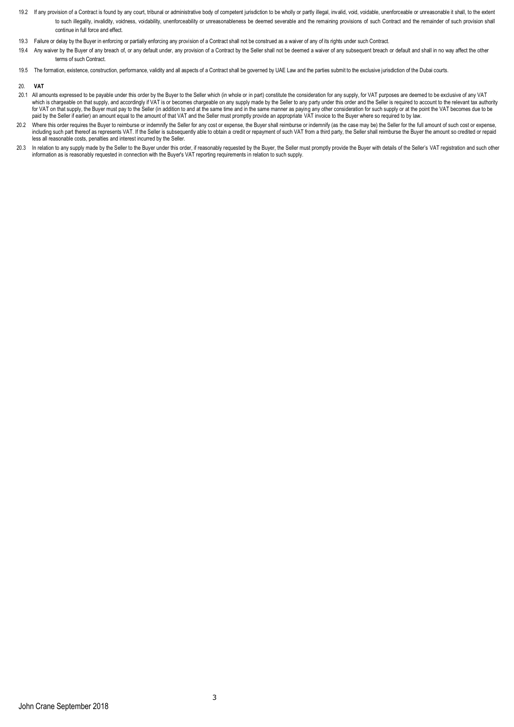19.2 If any provision of a Contract is found by any court, tribunal or administrative body of competent jurisdiction to be wholly or partly illegal, invalid, void, voidable, unenforceable or unreasonable it shall, to the extent to such illegality, invalidity, voidness, voidability, unenforceability or unreasonableness be deemed severable and the remaining provisions of such Contract and the remainder of such provision shall continue in full force and effect.

19.3 Failure or delay by the Buyer in enforcing or partially enforcing any provision of a Contract shall not be construed as a waiver of any of its rights under such Contract.

19.4 Any waiver by the Buyer of any breach of, or any default under, any provision of a Contract by the Seller shall not be deemed a waiver of any subsequent breach or default and shall in no way affect the other terms of such Contract.

19.5 The formation, existence, construction, performance, validity and all aspects of a Contract shall be governed by UAE Law and the parties submit to the exclusive jurisdiction of the Dubai courts.

20. **VAT**

20.1 All amounts expressed to be payable under this order by the Buyer to the Seller which (in whole or in part) constitute the consideration for any supply, for VAT purposes are deemed to be exclusive of any VAT which is chargeable on that supply, and accordingly if VAT is or becomes chargeable on any supply made by the Seller to any party under this order and the Seller is required to account to the relevant tax authority for VAT on that supply, the Buyer must pay to the Seller (in addition to and at the same time and in the same manner as paying any other consideration for such supply or at the point the VAT becomes due to be paid by the Seller if earlier) an amount equal to the amount of that VAT and the Seller must promptly provide an appropriate VAT invoice to the Buyer where so required to by law.

20.2 Where this order requires the Buyer to reimburse or indemnify the Seller for any cost or expense, the Buyer shall reimburse or indemnify (as the case may be) the Seller for the full amount of such cost or expense, including such part thereof as represents VAT. If the Seller is subsequently able to obtain a credit or repayment of such VAT from a third party, the Seller shall reimburse the Buyer the amount so credited or repaid less all reasonable costs, penalties and interest incurred by the Seller.

20.3 In relation to any supply made by the Seller to the Buyer under this order, if reasonably requested by the Buyer, the Seller must promptly provide the Buyer with details of the Seller's VAT registration and such other information as is reasonably requested in connection with the Buyer's VAT reporting requirements in relation to such supply.